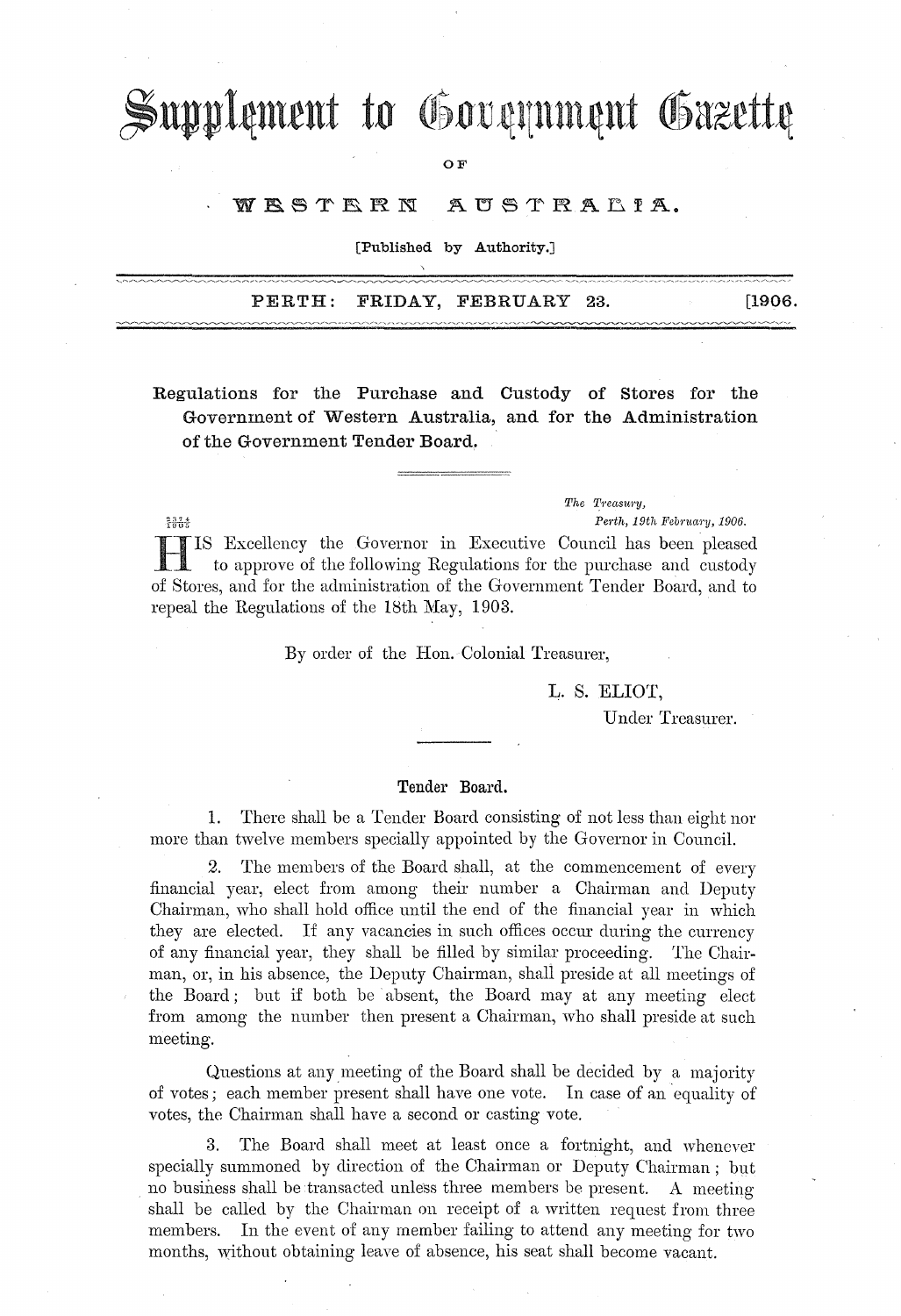# Supplement to Government Gazette

OF

## WESTERN AUSTRALIA.

[Published by Authority.]

PERTH: FRIDAY, FEBRUARY 23. [1906.

**Regulations for the Purchase and Custody of Stores for the Government of Western Australia, and for the Administration of the Government Tender Board.**

*The Treasury,*
*Perth, 19th February, 1906.*

3374/1905

HIS Excellency the Governor in Executive Council has been pleased to approve of the following Regulations for the purchase and custody of Stores, and for the administration of the Government Tender Board, and to repeal the Regulations of the 18th May, 1903.

By order of the Hon. Colonial Treasurer,

L. S. ELIOT,
Under Treasurer.

### Tender Board.

1. There shall be a Tender Board consisting of not less than eight nor more than twelve members specially appointed by the Governor in Council.

2. The members of the Board shall, at the commencement of every financial year, elect from among their number a Chairman and Deputy Chairman, who shall hold office until the end of the financial year in which they are elected. If any vacancies in such offices occur during the currency of any financial year, they shall be filled by similar proceeding. The Chairman, or, in his absence, the Deputy Chairman, shall preside at all meetings of the Board; but if both be absent, the Board may at any meeting elect from among the number then present a Chairman, who shall preside at such meeting.

Questions at any meeting of the Board shall be decided by a majority of votes; each member present shall have one vote. In case of an equality of votes, the Chairman shall have a second or casting vote.

3. The Board shall meet at least once a fortnight, and whenever specially summoned by direction of the Chairman or Deputy Chairman; but no business shall be transacted unless three members be present. A meeting shall be called by the Chairman on receipt of a written request from three members. In the event of any member failing to attend any meeting for two months, without obtaining leave of absence, his seat shall become vacant.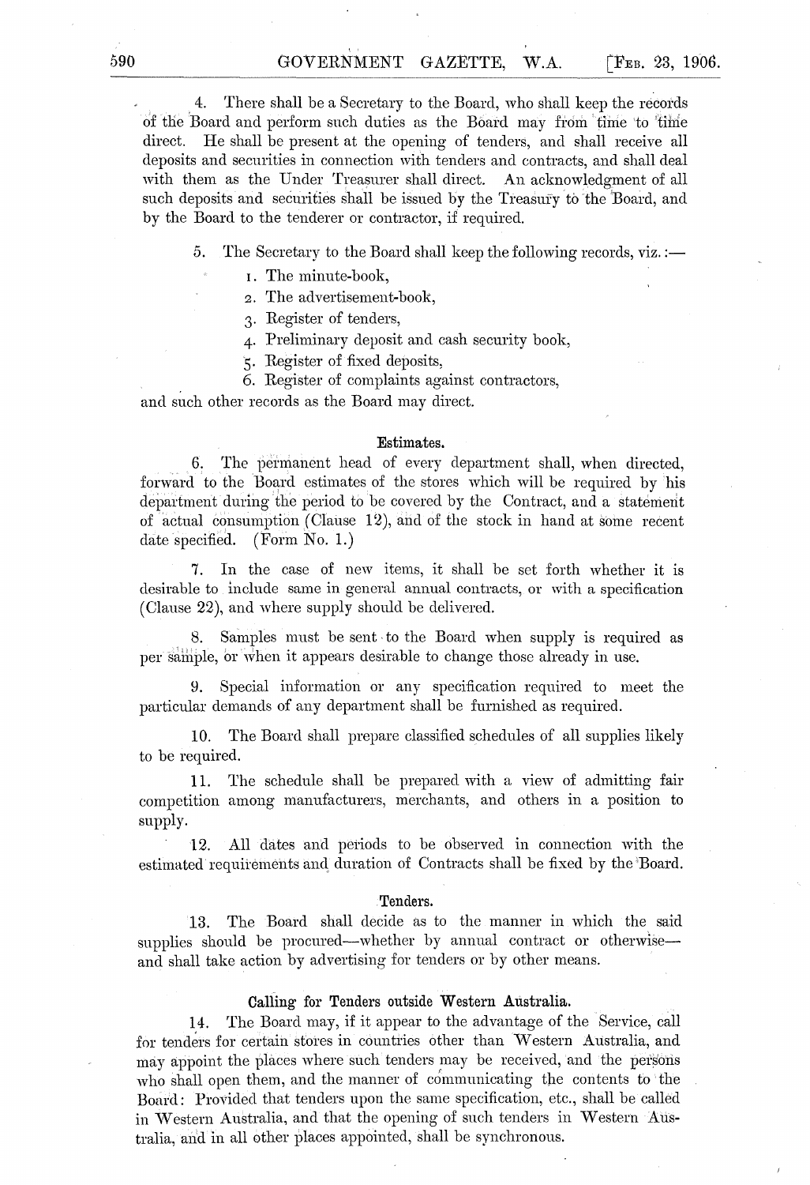4. There shall be a Secretary to the Board, who shall keep the records of the Board and perform such duties as the Board may from time to time direct. He shall be present at the opening of tenders, and shall receive all deposits and securities in connection with tenders and contracts, and shall deal with them as the Under Treasurer shall direct. An acknowledgment of all such deposits and securities shall be issued by the Treasury to the Board, and by the Board to the tenderer or contractor, if required.

5. The Secretary to the Board shall keep the following records, viz.:—

1. The minute-book,
2. The advertisement-book,
3. Register of tenders,
4. Preliminary deposit and cash security book,
5. Register of fixed deposits,
6. Register of complaints against contractors,

and such other records as the Board may direct.

### Estimates.

6. The permanent head of every department shall, when directed, forward to the Board estimates of the stores which will be required by his department during the period to be covered by the Contract, and a statement of actual consumption (Clause 12), and of the stock in hand at some recent date specified. (Form No. 1.)

7. In the case of new items, it shall be set forth whether it is desirable to include same in general annual contracts, or with a specification (Clause 22), and where supply should be delivered.

8. Samples must be sent to the Board when supply is required as per sample, or when it appears desirable to change those already in use.

9. Special information or any specification required to meet the particular demands of any department shall be furnished as required.

10. The Board shall prepare classified schedules of all supplies likely to be required.

11. The schedule shall be prepared with a view of admitting fair competition among manufacturers, merchants, and others in a position to supply.

12. All dates and periods to be observed in connection with the estimated requirements and duration of Contracts shall be fixed by the Board.

### Tenders.

13. The Board shall decide as to the manner in which the said supplies should be procured—whether by annual contract or otherwise—and shall take action by advertising for tenders or by other means.

### Calling for Tenders outside Western Australia.

14. The Board may, if it appear to the advantage of the Service, call for tenders for certain stores in countries other than Western Australia, and may appoint the places where such tenders may be received, and the persons who shall open them, and the manner of communicating the contents to the Board: Provided that tenders upon the same specification, etc., shall be called in Western Australia, and that the opening of such tenders in Western Australia, and in all other places appointed, shall be synchronous.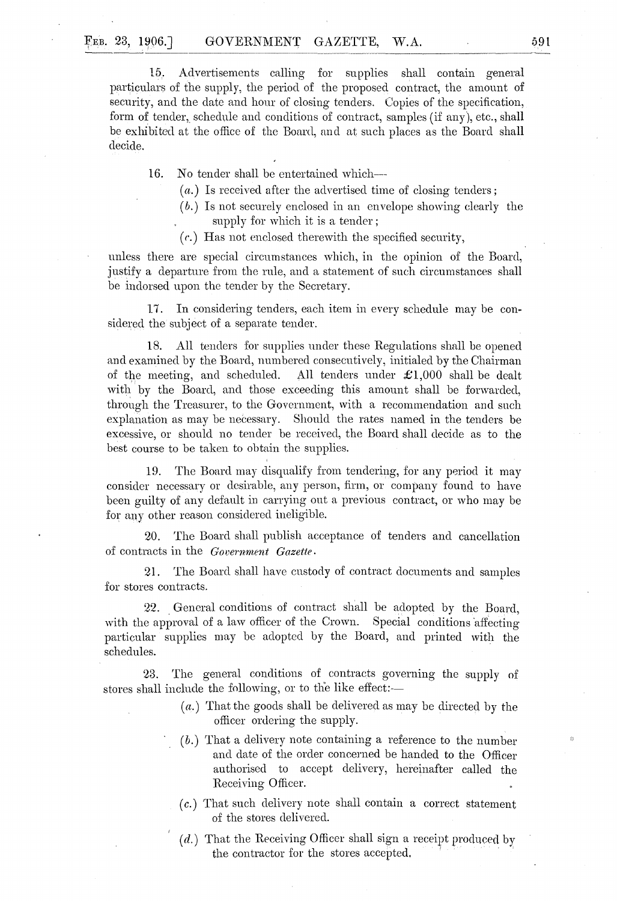15. Advertisements calling for supplies shall contain general particulars of the supply, the period of the proposed contract, the amount of security, and the date and hour of closing tenders. Copies of the specification, form of tender, schedule and conditions of contract, samples (if any), etc., shall be exhibited at the office of the Board, and at such places as the Board shall decide.

16. No tender shall be entertained which—

- (*a*.) Is received after the advertised time of closing tenders;
- (*b*.) Is not securely enclosed in an envelope showing clearly the supply for which it is a tender;
- (*c*.) Has not enclosed therewith the specified security,

unless there are special circumstances which, in the opinion of the Board, justify a departure from the rule, and a statement of such circumstances shall be indorsed upon the tender by the Secretary.

17. In considering tenders, each item in every schedule may be considered the subject of a separate tender.

18. All tenders for supplies under these Regulations shall be opened and examined by the Board, numbered consecutively, initialed by the Chairman of the meeting, and scheduled. All tenders under £1,000 shall be dealt with by the Board, and those exceeding this amount shall be forwarded, through the Treasurer, to the Government, with a recommendation and such explanation as may be necessary. Should the rates named in the tenders be excessive, or should no tender be received, the Board shall decide as to the best course to be taken to obtain the supplies.

19. The Board may disqualify from tendering, for any period it may consider necessary or desirable, any person, firm, or company found to have been guilty of any default in carrying out a previous contract, or who may be for any other reason considered ineligible.

20. The Board shall publish acceptance of tenders and cancellation of contracts in the *Government Gazette*.

21. The Board shall have custody of contract documents and samples for stores contracts.

22. General conditions of contract shall be adopted by the Board, with the approval of a law officer of the Crown. Special conditions affecting particular supplies may be adopted by the Board, and printed with the schedules.

23. The general conditions of contracts governing the supply of stores shall include the following, or to the like effect:—

- (*a*.) That the goods shall be delivered as may be directed by the officer ordering the supply.
- (*b*.) That a delivery note containing a reference to the number and date of the order concerned be handed to the Officer authorised to accept delivery, hereinafter called the Receiving Officer.
- (*c*.) That such delivery note shall contain a correct statement of the stores delivered.
- (*d*.) That the Receiving Officer shall sign a receipt produced by the contractor for the stores accepted.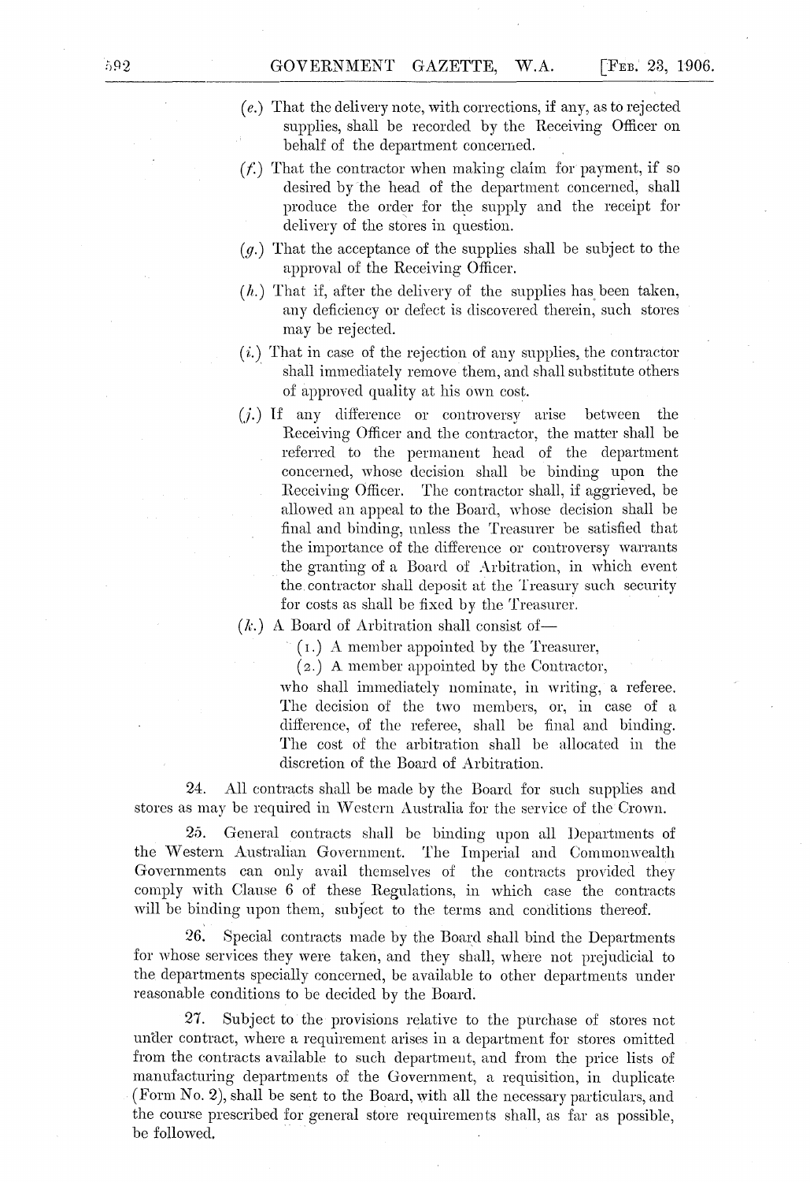(*e.*) That the delivery note, with corrections, if any, as to rejected supplies, shall be recorded by the Receiving Officer on behalf of the department concerned.

(*f.*) That the contractor when making claim for payment, if so desired by the head of the department concerned, shall produce the order for the supply and the receipt for delivery of the stores in question.

(*g.*) That the acceptance of the supplies shall be subject to the approval of the Receiving Officer.

(*h.*) That if, after the delivery of the supplies has been taken, any deficiency or defect is discovered therein, such stores may be rejected.

(*i.*) That in case of the rejection of any supplies, the contractor shall immediately remove them, and shall substitute others of approved quality at his own cost.

(*j.*) If any difference or controversy arise between the Receiving Officer and the contractor, the matter shall be referred to the permanent head of the department concerned, whose decision shall be binding upon the Receiving Officer. The contractor shall, if aggrieved, be allowed an appeal to the Board, whose decision shall be final and binding, unless the Treasurer be satisfied that the importance of the difference or controversy warrants the granting of a Board of Arbitration, in which event the contractor shall deposit at the Treasury such security for costs as shall be fixed by the Treasurer.

(*k.*) A Board of Arbitration shall consist of—

(1.) A member appointed by the Treasurer,

(2.) A member appointed by the Contractor,

who shall immediately nominate, in writing, a referee. The decision of the two members, or, in case of a difference, of the referee, shall be final and binding. The cost of the arbitration shall be allocated in the discretion of the Board of Arbitration.

24. All contracts shall be made by the Board for such supplies and stores as may be required in Western Australia for the service of the Crown.

25. General contracts shall be binding upon all Departments of the Western Australian Government. The Imperial and Commonwealth Governments can only avail themselves of the contracts provided they comply with Clause 6 of these Regulations, in which case the contracts will be binding upon them, subject to the terms and conditions thereof.

26. Special contracts made by the Board shall bind the Departments for whose services they were taken, and they shall, where not prejudicial to the departments specially concerned, be available to other departments under reasonable conditions to be decided by the Board.

27. Subject to the provisions relative to the purchase of stores not under contract, where a requirement arises in a department for stores omitted from the contracts available to such department, and from the price lists of manufacturing departments of the Government, a requisition, in duplicate (Form No. 2), shall be sent to the Board, with all the necessary particulars, and the course prescribed for general store requirements shall, as far as possible, be followed.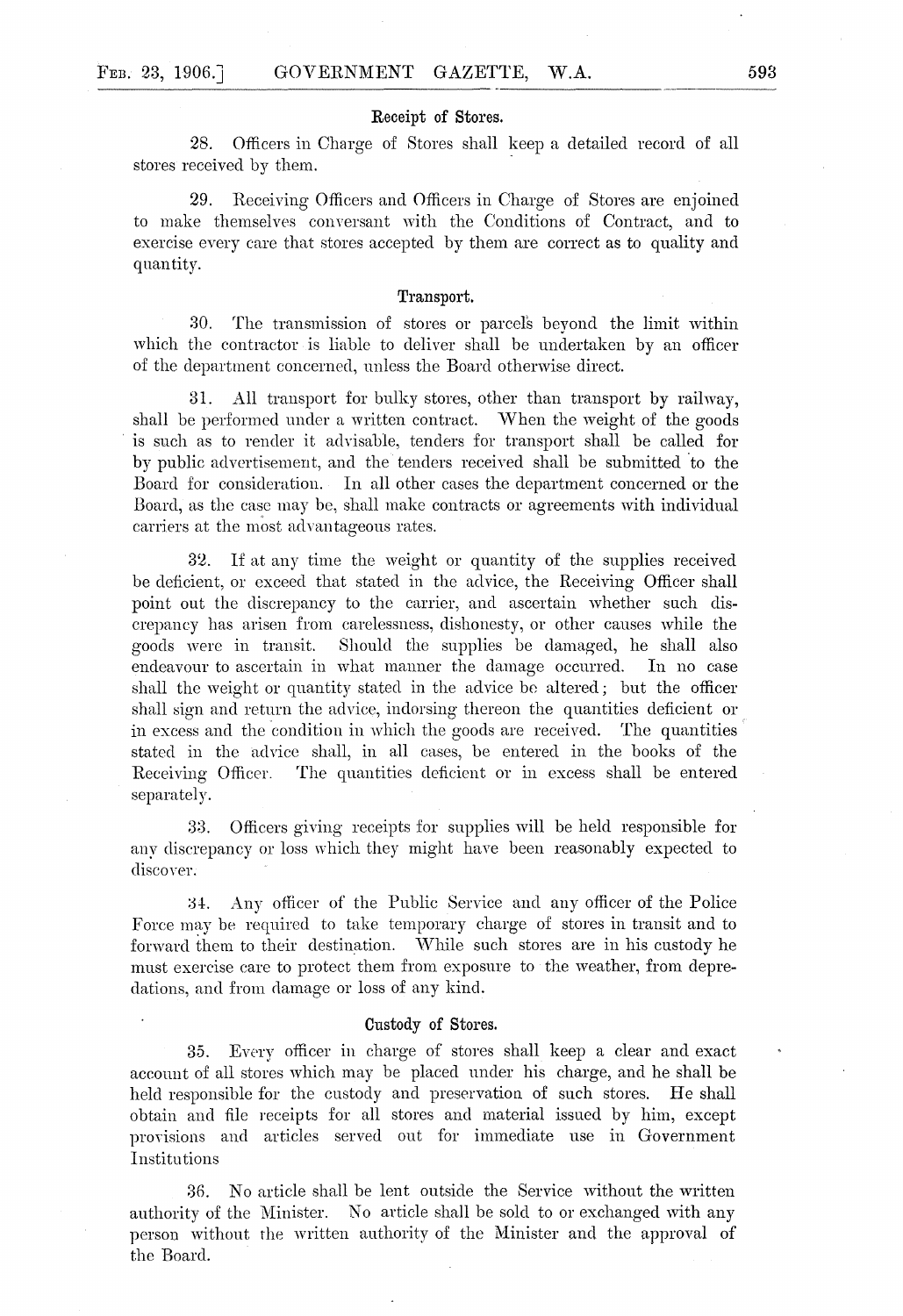### Receipt of Stores.

28. Officers in Charge of Stores shall keep a detailed record of all stores received by them.

29. Receiving Officers and Officers in Charge of Stores are enjoined to make themselves conversant with the Conditions of Contract, and to exercise every care that stores accepted by them are correct as to quality and quantity.

### Transport.

30. The transmission of stores or parcels beyond the limit within which the contractor is liable to deliver shall be undertaken by an officer of the department concerned, unless the Board otherwise direct.

31. All transport for bulky stores, other than transport by railway, shall be performed under a written contract. When the weight of the goods is such as to render it advisable, tenders for transport shall be called for by public advertisement, and the tenders received shall be submitted to the Board for consideration. In all other cases the department concerned or the Board, as the case may be, shall make contracts or agreements with individual carriers at the most advantageous rates.

32. If at any time the weight or quantity of the supplies received be deficient, or exceed that stated in the advice, the Receiving Officer shall point out the discrepancy to the carrier, and ascertain whether such discrepancy has arisen from carelessness, dishonesty, or other causes while the goods were in transit. Should the supplies be damaged, he shall also endeavour to ascertain in what manner the damage occurred. In no case shall the weight or quantity stated in the advice be altered; but the officer shall sign and return the advice, indorsing thereon the quantities deficient or in excess and the condition in which the goods are received. The quantities stated in the advice shall, in all cases, be entered in the books of the Receiving Officer. The quantities deficient or in excess shall be entered separately.

33. Officers giving receipts for supplies will be held responsible for any discrepancy or loss which they might have been reasonably expected to discover.

34. Any officer of the Public Service and any officer of the Police Force may be required to take temporary charge of stores in transit and to forward them to their destination. While such stores are in his custody he must exercise care to protect them from exposure to the weather, from depredations, and from damage or loss of any kind.

### Custody of Stores.

35. Every officer in charge of stores shall keep a clear and exact account of all stores which may be placed under his charge, and he shall be held responsible for the custody and preservation of such stores. He shall obtain and file receipts for all stores and material issued by him, except provisions and articles served out for immediate use in Government Institutions

36. No article shall be lent outside the Service without the written authority of the Minister. No article shall be sold to or exchanged with any person without the written authority of the Minister and the approval of the Board.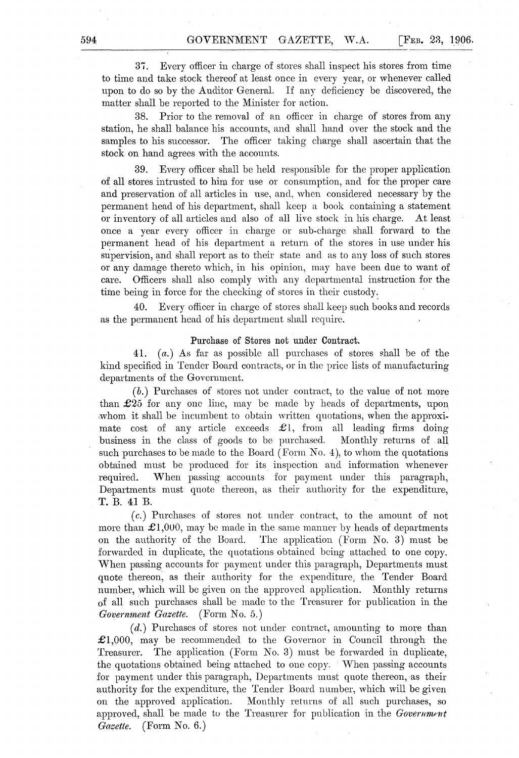37. Every officer in charge of stores shall inspect his stores from time to time and take stock thereof at least once in every year, or whenever called upon to do so by the Auditor General. If any deficiency be discovered, the matter shall be reported to the Minister for action.

38. Prior to the removal of an officer in charge of stores from any station, he shall balance his accounts, and shall hand over the stock and the samples to his successor. The officer taking charge shall ascertain that the stock on hand agrees with the accounts.

39. Every officer shall be held responsible for the proper application of all stores intrusted to him for use or consumption, and for the proper care and preservation of all articles in use, and, when considered necessary by the permanent head of his department, shall keep a book containing a statement or inventory of all articles and also of all live stock in his charge. At least once a year every officer in charge or sub-charge shall forward to the permanent head of his department a return of the stores in use under his supervision, and shall report as to their state and as to any loss of such stores or any damage thereto which, in his opinion, may have been due to want of care. Officers shall also comply with any departmental instruction for the time being in force for the checking of stores in their custody.

40. Every officer in charge of stores shall keep such books and records as the permanent head of his department shall require.

### Purchase of Stores not under Contract.

41. (*a.*) As far as possible all purchases of stores shall be of the kind specified in Tender Board contracts, or in the price lists of manufacturing departments of the Government.

(*b.*) Purchases of stores not under contract, to the value of not more than £25 for any one line, may be made by heads of departments, upon whom it shall be incumbent to obtain written quotations, when the approximate cost of any article exceeds £1, from all leading firms doing business in the class of goods to be purchased. Monthly returns of all such purchases to be made to the Board (Form No. 4), to whom the quotations obtained must be produced for its inspection and information whenever required. When passing accounts for payment under this paragraph, Departments must quote thereon, as their authority for the expenditure, **T. B. 41 B.**

(*c.*) Purchases of stores not under contract, to the amount of not more than £1,000, may be made in the same manner by heads of departments on the authority of the Board. The application (Form No. 3) must be forwarded in duplicate, the quotations obtained being attached to one copy. When passing accounts for payment under this paragraph, Departments must quote thereon, as their authority for the expenditure, the Tender Board number, which will be given on the approved application. Monthly returns of all such purchases shall be made to the Treasurer for publication in the *Government Gazette.* (Form No. 5.)

(*d.*) Purchases of stores not under contract, amounting to more than £1,000, may be recommended to the Governor in Council through the Treasurer. The application (Form No. 3) must be forwarded in duplicate, the quotations obtained being attached to one copy. When passing accounts for payment under this paragraph, Departments must quote thereon, as their authority for the expenditure, the Tender Board number, which will be given on the approved application. Monthly returns of all such purchases, so approved, shall be made to the Treasurer for publication in the *Government Gazette.* (Form No. 6.)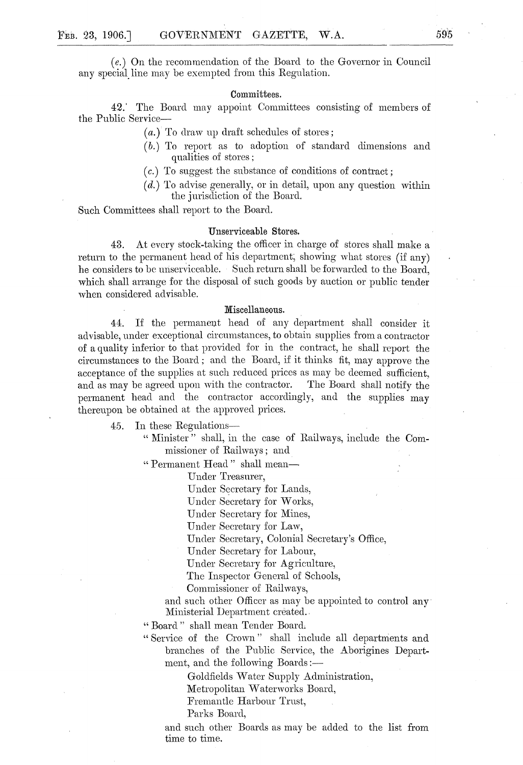(*e.*) On the recommendation of the Board to the Governor in Council any special line may be exempted from this Regulation.

### Committees.

42. The Board may appoint Committees consisting of members of the Public Service—

(*a.*) To draw up draft schedules of stores;

(*b.*) To report as to adoption of standard dimensions and qualities of stores;

(*c.*) To suggest the substance of conditions of contract;

(*d.*) To advise generally, or in detail, upon any question within the jurisdiction of the Board.

Such Committees shall report to the Board.

### Unserviceable Stores.

43. At every stock-taking the officer in charge of stores shall make a return to the permanent head of his department, showing what stores (if any) he considers to be unserviceable. Such return shall be forwarded to the Board, which shall arrange for the disposal of such goods by auction or public tender when considered advisable.

### Miscellaneous.

44. If the permanent head of any department shall consider it advisable, under exceptional circumstances, to obtain supplies from a contractor of a quality inferior to that provided for in the contract, he shall report the circumstances to the Board; and the Board, if it thinks fit, may approve the acceptance of the supplies at such reduced prices as may be deemed sufficient, and as may be agreed upon with the contractor. The Board shall notify the permanent head and the contractor accordingly, and the supplies may thereupon be obtained at the approved prices.

45. In these Regulations—

"Minister" shall, in the case of Railways, include the Commissioner of Railways; and

"Permanent Head" shall mean—

Under Treasurer,
Under Secretary for Lands,
Under Secretary for Works,
Under Secretary for Mines,
Under Secretary for Law,
Under Secretary, Colonial Secretary's Office,
Under Secretary for Labour,
Under Secretary for Agriculture,
The Inspector General of Schools,
Commissioner of Railways,

and such other Officer as may be appointed to control any Ministerial Department created.

"Board" shall mean Tender Board.

"Service of the Crown" shall include all departments and branches of the Public Service, the Aborigines Department, and the following Boards:—

Goldfields Water Supply Administration,
Metropolitan Waterworks Board,
Fremantle Harbour Trust,
Parks Board,

and such other Boards as may be added to the list from time to time.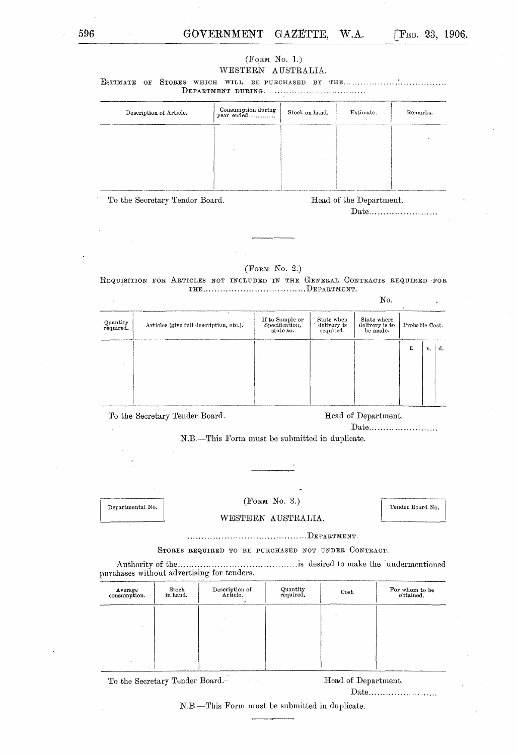(Form No. 1.)

WESTERN AUSTRALIA.

Estimate of Stores which will be purchased by the..................................... Department during.....................................

| Description of Article. | Consumption during year ended.............. | Stock on hand. | Estimate. | Remarks. |
|---|---|---|---|---|
| | | | | |

To the Secretary Tender Board.

Head of the Department.

Date.........................

---

(Form No. 2.)

Requisition for Articles not included in the General Contracts required for the.................................... Department.

No.

| Quantity required. | Articles (give full description, etc.). | If to Sample or Specification, state so. | State when delivery is required. | State where delivery is to be made. | Probable Cost. | | |
|---|---|---|---|---|---|---|---|
| | | | | | £ | s. | d. |
| | | | | | | | |

To the Secretary Tender Board.

Head of Department.

Date.........................

N.B.—This Form must be submitted in duplicate.

---

Departmental No.

(Form No. 3.)

Tender Board No.

WESTERN AUSTRALIA.

.......................................... Department.

Stores required to be purchased not under Contract.

Authority of the.......................................... is desired to make the undermentioned purchases without advertising for tenders.

| Average consumption. | Stock in hand. | Description of Article. | Quantity required. | Cost. | For whom to be obtained. |
|---|---|---|---|---|---|
| | | | | | |

To the Secretary Tender Board.

Head of Department.

Date.........................

N.B.—This Form must be submitted in duplicate.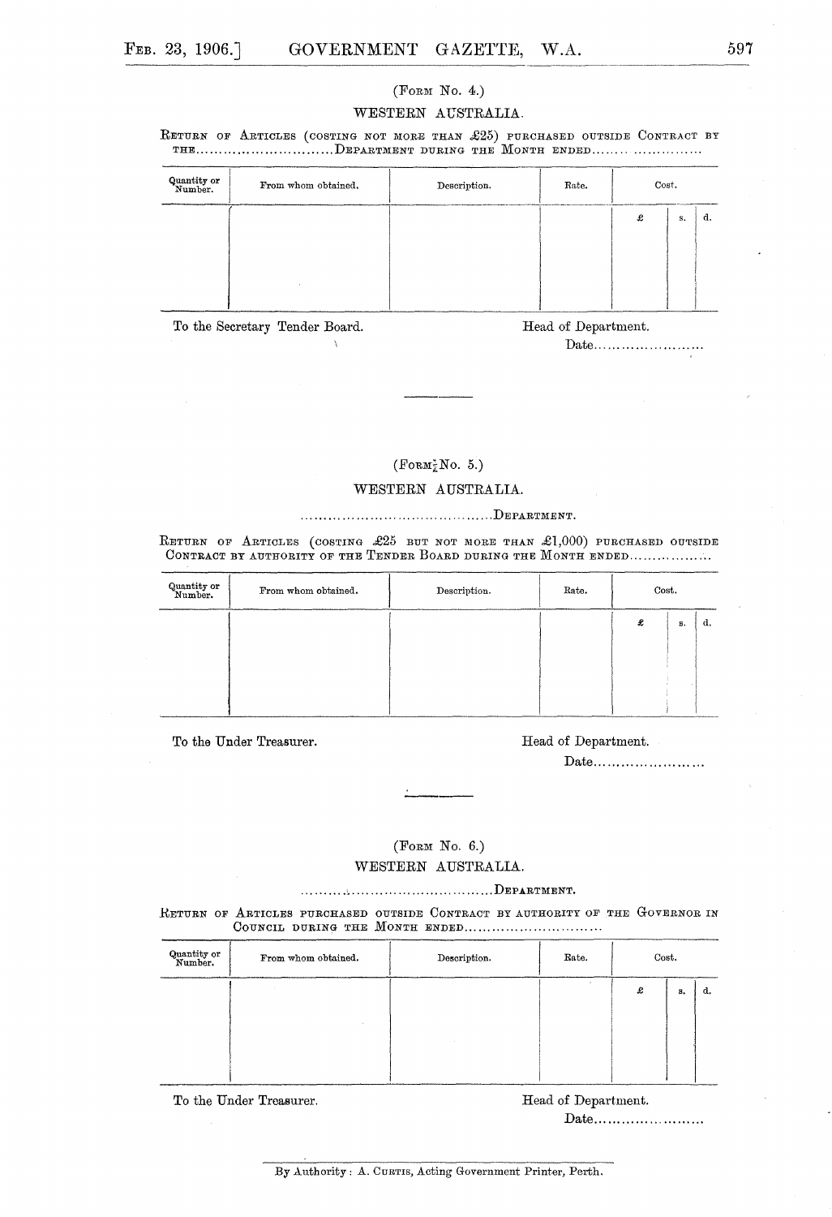(Form No. 4.)

WESTERN AUSTRALIA.

Return of Articles (costing not more than £25) purchased outside Contract by the..............................Department during the Month ended........ ...............

| Quantity or Number. | From whom obtained. | Description. | Rate. | Cost. | | |
|---|---|---|---|---|---|---|
| | | | | £ | s. | d. |
| | | | | | | |

To the Secretary Tender Board.

Head of Department.

Date........................

(Form No. 5.)

WESTERN AUSTRALIA.

..........................................Department.

Return of Articles (costing £25 but not more than £1,000) purchased outside Contract by authority of the Tender Board during the Month ended.................

| Quantity or Number. | From whom obtained. | Description. | Rate. | Cost. | | |
|---|---|---|---|---|---|---|
| | | | | £ | s. | d. |
| | | | | | | |

To the Under Treasurer.

Head of Department.

Date........................

(Form No. 6.)

WESTERN AUSTRALIA.

..........................................Department.

Return of Articles purchased outside Contract by authority of the Governor in Council during the Month ended.............................

| Quantity or Number. | From whom obtained. | Description. | Rate. | Cost. | | |
|---|---|---|---|---|---|---|
| | | | | £ | s. | d. |
| | | | | | | |

To the Under Treasurer.

Head of Department.

Date........................

By Authority: A. Curtis, Acting Government Printer, Perth.